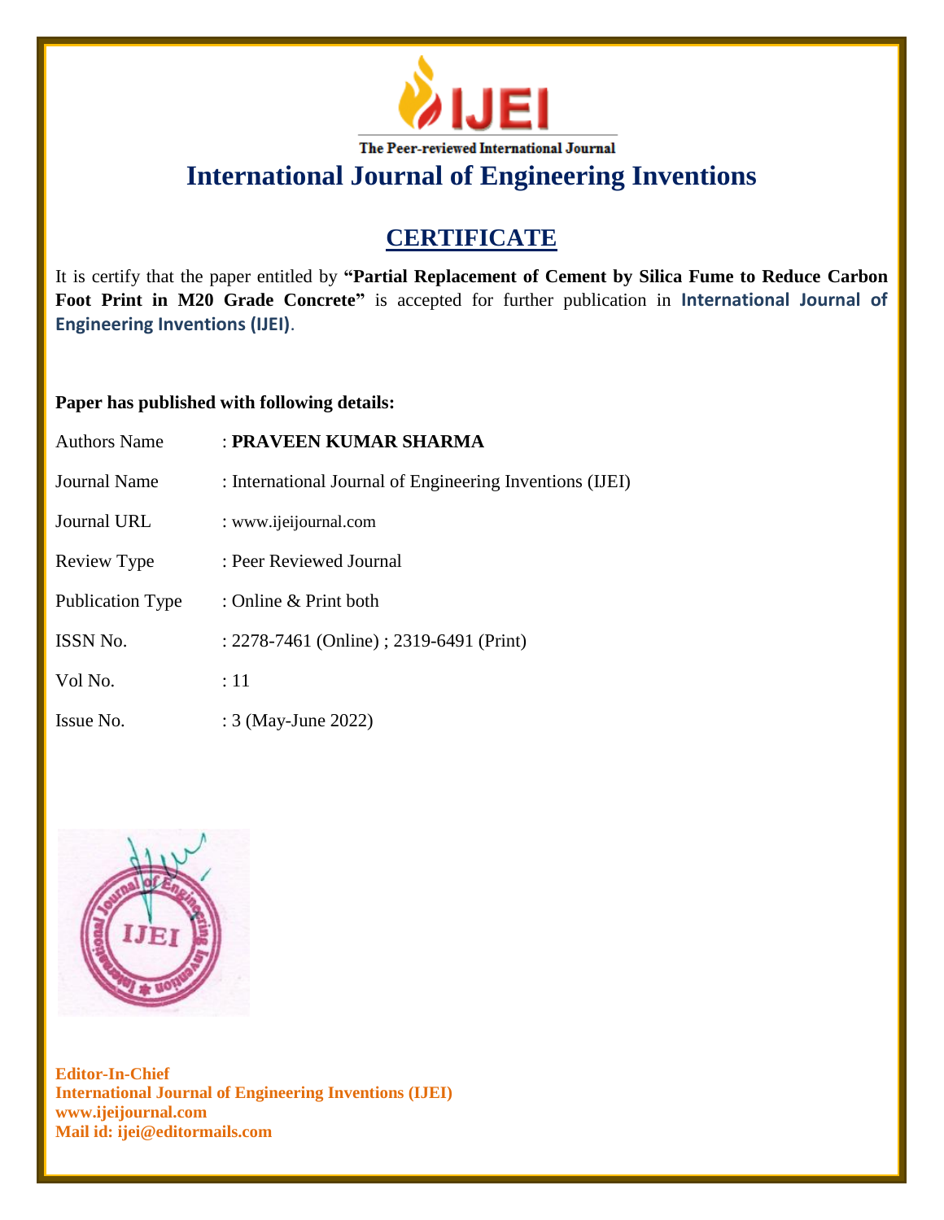IJEI

The Peer-reviewed International Journal

# International Journal of Engineering Inventions

## CERTIFICATE

It is certify that the paper entitled by **"Partial Replacement of Cement by Silica Fume to Reduce Carbon Foot Print in M20 Grade Concrete"** is accepted for further publication in **International Journal of Engineering Inventions (IJEI)**.

**Paper has published with following details:**

| | |
|---|---|
| Authors Name | : **PRAVEEN KUMAR SHARMA** |
| Journal Name | : International Journal of Engineering Inventions (IJEI) |
| Journal URL | : www.ijeijournal.com |
| Review Type | : Peer Reviewed Journal |
| Publication Type | : Online & Print both |
| ISSN No. | : 2278-7461 (Online) ; 2319-6491 (Print) |
| Vol No. | : 11 |
| Issue No. | : 3 (May-June 2022) |

**Editor-In-Chief**
**International Journal of Engineering Inventions (IJEI)**
**www.ijeijournal.com**
**Mail id: ijei@editormails.com**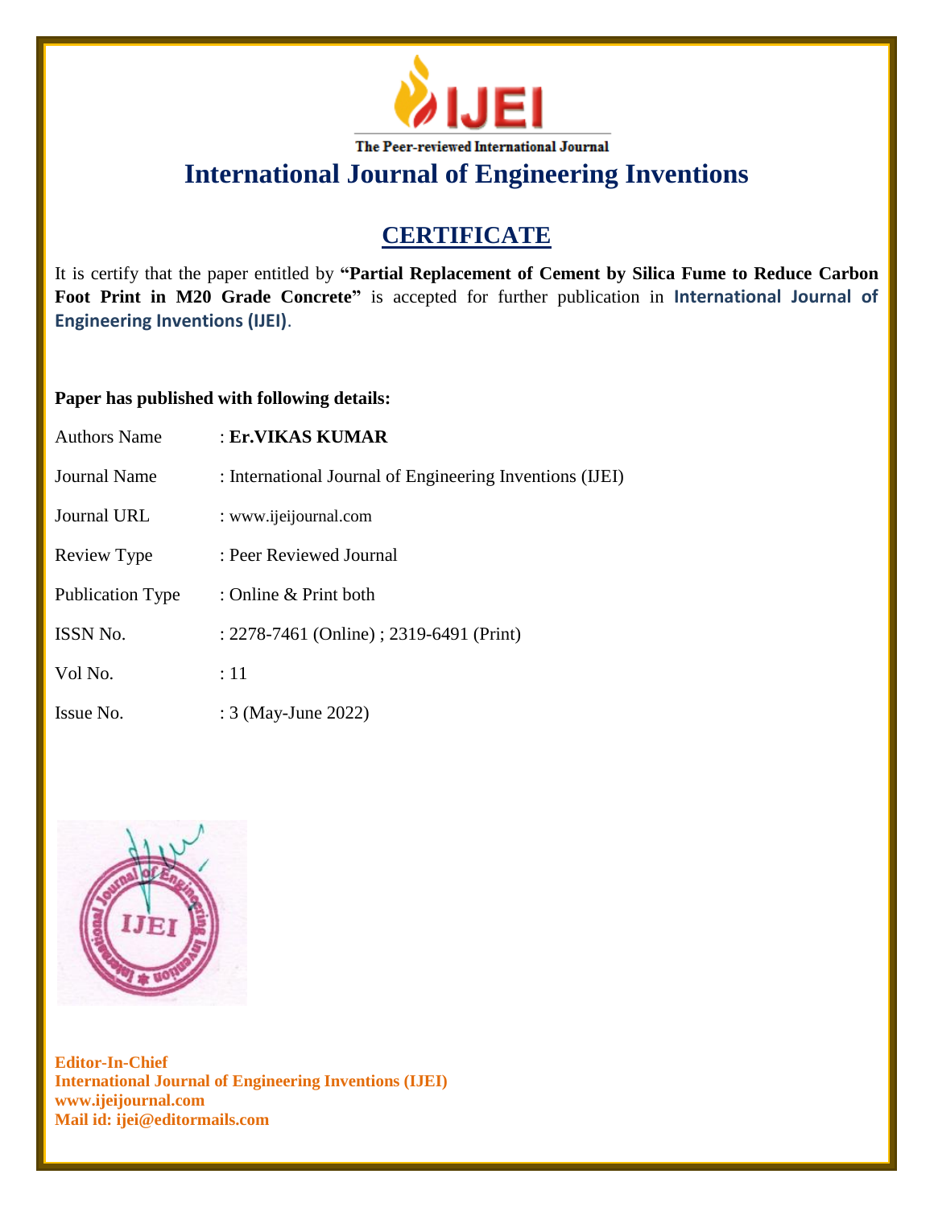IJEI

The Peer-reviewed International Journal

# International Journal of Engineering Inventions

## CERTIFICATE

It is certify that the paper entitled by **"Partial Replacement of Cement by Silica Fume to Reduce Carbon Foot Print in M20 Grade Concrete"** is accepted for further publication in **International Journal of Engineering Inventions (IJEI)**.

**Paper has published with following details:**

| | |
|---|---|
| Authors Name | : **Er.VIKAS KUMAR** |
| Journal Name | : International Journal of Engineering Inventions (IJEI) |
| Journal URL | : www.ijeijournal.com |
| Review Type | : Peer Reviewed Journal |
| Publication Type | : Online & Print both |
| ISSN No. | : 2278-7461 (Online) ; 2319-6491 (Print) |
| Vol No. | : 11 |
| Issue No. | : 3 (May-June 2022) |

**Editor-In-Chief**
**International Journal of Engineering Inventions (IJEI)**
**www.ijeijournal.com**
**Mail id: ijei@editormails.com**